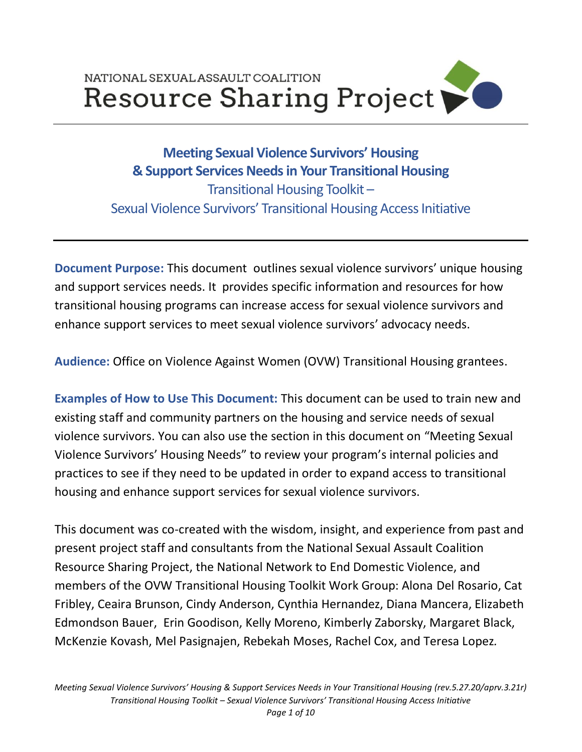NATIONAL SEXUAL ASSAULT COALITION
Resource Sharing Project

# Meeting Sexual Violence Survivors' Housing & Support Services Needs in Your Transitional Housing

## Transitional Housing Toolkit – Sexual Violence Survivors' Transitional Housing Access Initiative

**Document Purpose:** This document outlines sexual violence survivors' unique housing and support services needs. It provides specific information and resources for how transitional housing programs can increase access for sexual violence survivors and enhance support services to meet sexual violence survivors' advocacy needs.

**Audience:** Office on Violence Against Women (OVW) Transitional Housing grantees.

**Examples of How to Use This Document:** This document can be used to train new and existing staff and community partners on the housing and service needs of sexual violence survivors. You can also use the section in this document on "Meeting Sexual Violence Survivors' Housing Needs" to review your program's internal policies and practices to see if they need to be updated in order to expand access to transitional housing and enhance support services for sexual violence survivors.

This document was co-created with the wisdom, insight, and experience from past and present project staff and consultants from the National Sexual Assault Coalition Resource Sharing Project, the National Network to End Domestic Violence, and members of the OVW Transitional Housing Toolkit Work Group: Alona Del Rosario, Cat Fribley, Ceaira Brunson, Cindy Anderson, Cynthia Hernandez, Diana Mancera, Elizabeth Edmondson Bauer, Erin Goodison, Kelly Moreno, Kimberly Zaborsky, Margaret Black, McKenzie Kovash, Mel Pasignajen, Rebekah Moses, Rachel Cox, and Teresa Lopez.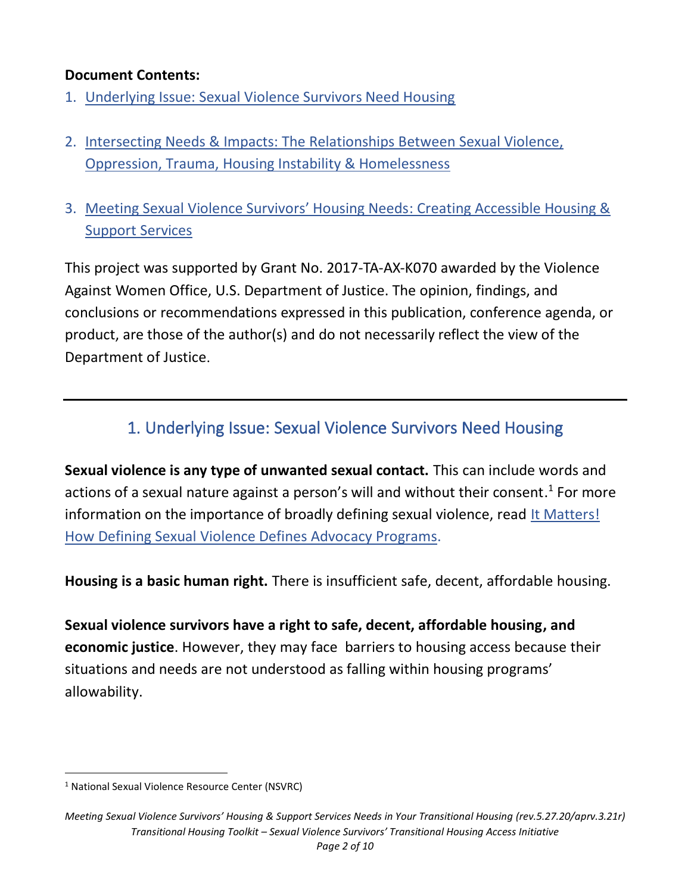**Document Contents:**

1. Underlying Issue: Sexual Violence Survivors Need Housing
2. Intersecting Needs & Impacts: The Relationships Between Sexual Violence, Oppression, Trauma, Housing Instability & Homelessness
3. Meeting Sexual Violence Survivors' Housing Needs: Creating Accessible Housing & Support Services

This project was supported by Grant No. 2017-TA-AX-K070 awarded by the Violence Against Women Office, U.S. Department of Justice. The opinion, findings, and conclusions or recommendations expressed in this publication, conference agenda, or product, are those of the author(s) and do not necessarily reflect the view of the Department of Justice.

---

## 1. Underlying Issue: Sexual Violence Survivors Need Housing

**Sexual violence is any type of unwanted sexual contact.** This can include words and actions of a sexual nature against a person's will and without their consent.[1] For more information on the importance of broadly defining sexual violence, read It Matters! How Defining Sexual Violence Defines Advocacy Programs.

**Housing is a basic human right.** There is insufficient safe, decent, affordable housing.

**Sexual violence survivors have a right to safe, decent, affordable housing, and economic justice**. However, they may face barriers to housing access because their situations and needs are not understood as falling within housing programs' allowability.

[1] National Sexual Violence Resource Center (NSVRC)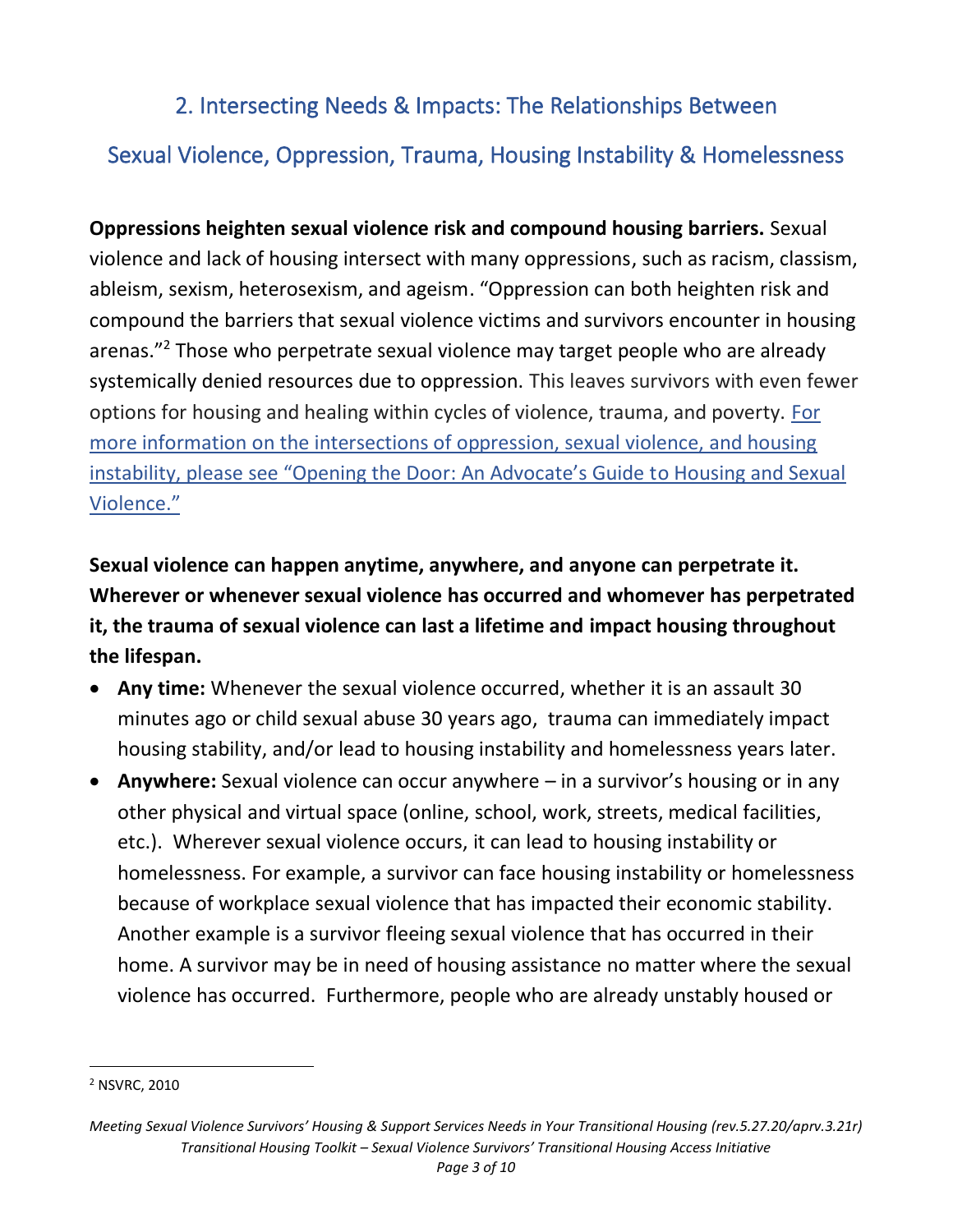## 2. Intersecting Needs & Impacts: The Relationships Between Sexual Violence, Oppression, Trauma, Housing Instability & Homelessness

**Oppressions heighten sexual violence risk and compound housing barriers.** Sexual violence and lack of housing intersect with many oppressions, such as racism, classism, ableism, sexism, heterosexism, and ageism. "Oppression can both heighten risk and compound the barriers that sexual violence victims and survivors encounter in housing arenas."[2] Those who perpetrate sexual violence may target people who are already systemically denied resources due to oppression. This leaves survivors with even fewer options for housing and healing within cycles of violence, trauma, and poverty. For more information on the intersections of oppression, sexual violence, and housing instability, please see "Opening the Door: An Advocate's Guide to Housing and Sexual Violence."

**Sexual violence can happen anytime, anywhere, and anyone can perpetrate it. Wherever or whenever sexual violence has occurred and whomever has perpetrated it, the trauma of sexual violence can last a lifetime and impact housing throughout the lifespan.**

- **Any time:** Whenever the sexual violence occurred, whether it is an assault 30 minutes ago or child sexual abuse 30 years ago, trauma can immediately impact housing stability, and/or lead to housing instability and homelessness years later.
- **Anywhere:** Sexual violence can occur anywhere – in a survivor's housing or in any other physical and virtual space (online, school, work, streets, medical facilities, etc.). Wherever sexual violence occurs, it can lead to housing instability or homelessness. For example, a survivor can face housing instability or homelessness because of workplace sexual violence that has impacted their economic stability. Another example is a survivor fleeing sexual violence that has occurred in their home. A survivor may be in need of housing assistance no matter where the sexual violence has occurred. Furthermore, people who are already unstably housed or

[2] NSVRC, 2010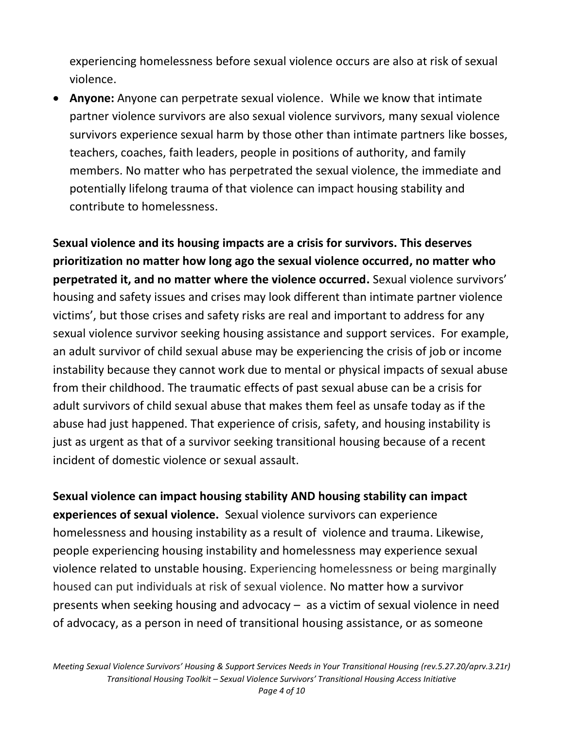experiencing homelessness before sexual violence occurs are also at risk of sexual violence.

- **Anyone:** Anyone can perpetrate sexual violence. While we know that intimate partner violence survivors are also sexual violence survivors, many sexual violence survivors experience sexual harm by those other than intimate partners like bosses, teachers, coaches, faith leaders, people in positions of authority, and family members. No matter who has perpetrated the sexual violence, the immediate and potentially lifelong trauma of that violence can impact housing stability and contribute to homelessness.

**Sexual violence and its housing impacts are a crisis for survivors. This deserves prioritization no matter how long ago the sexual violence occurred, no matter who perpetrated it, and no matter where the violence occurred.** Sexual violence survivors' housing and safety issues and crises may look different than intimate partner violence victims', but those crises and safety risks are real and important to address for any sexual violence survivor seeking housing assistance and support services. For example, an adult survivor of child sexual abuse may be experiencing the crisis of job or income instability because they cannot work due to mental or physical impacts of sexual abuse from their childhood. The traumatic effects of past sexual abuse can be a crisis for adult survivors of child sexual abuse that makes them feel as unsafe today as if the abuse had just happened. That experience of crisis, safety, and housing instability is just as urgent as that of a survivor seeking transitional housing because of a recent incident of domestic violence or sexual assault.

**Sexual violence can impact housing stability AND housing stability can impact experiences of sexual violence.** Sexual violence survivors can experience homelessness and housing instability as a result of violence and trauma. Likewise, people experiencing housing instability and homelessness may experience sexual violence related to unstable housing. Experiencing homelessness or being marginally housed can put individuals at risk of sexual violence. No matter how a survivor presents when seeking housing and advocacy – as a victim of sexual violence in need of advocacy, as a person in need of transitional housing assistance, or as someone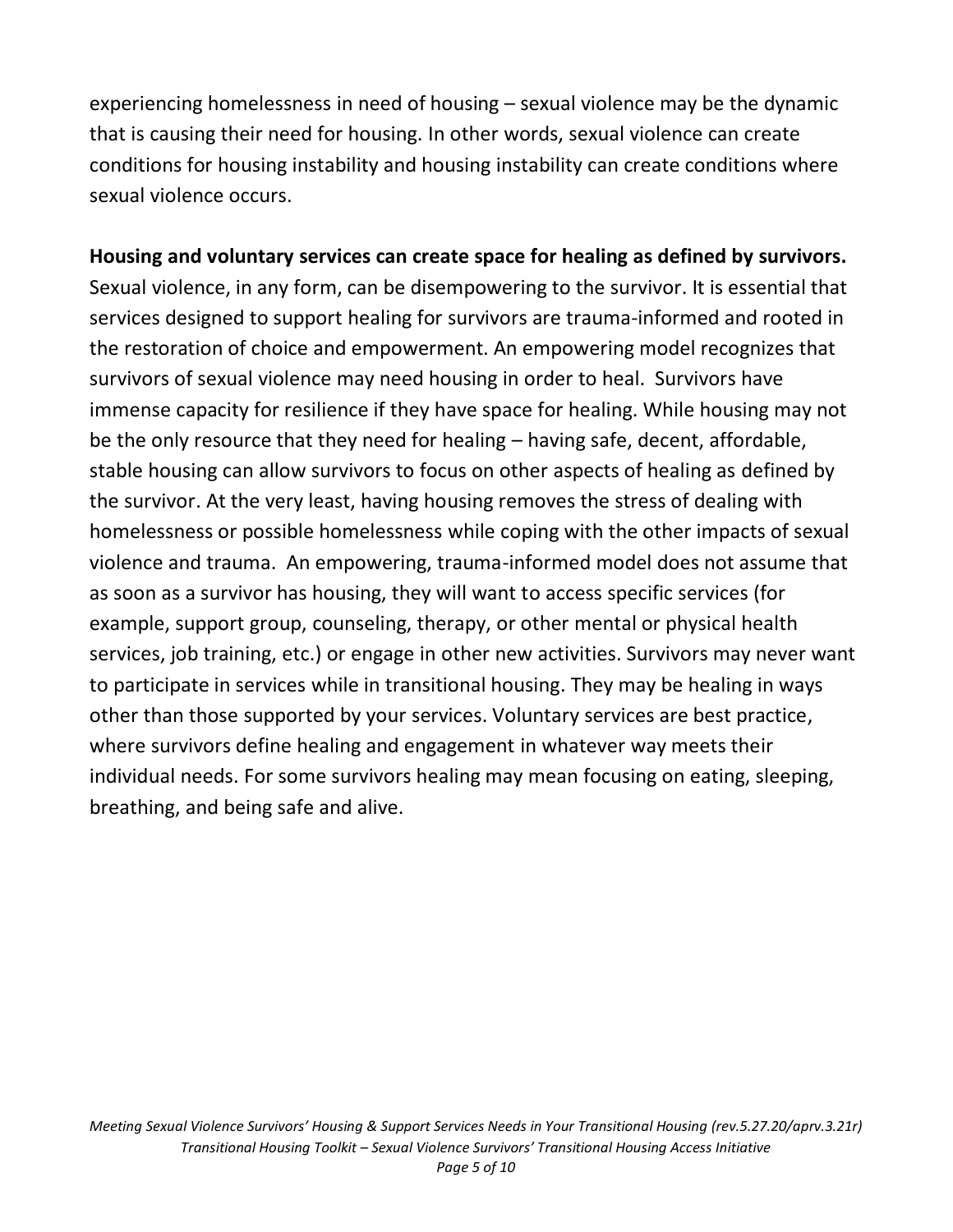experiencing homelessness in need of housing – sexual violence may be the dynamic that is causing their need for housing. In other words, sexual violence can create conditions for housing instability and housing instability can create conditions where sexual violence occurs.

**Housing and voluntary services can create space for healing as defined by survivors.** Sexual violence, in any form, can be disempowering to the survivor. It is essential that services designed to support healing for survivors are trauma-informed and rooted in the restoration of choice and empowerment. An empowering model recognizes that survivors of sexual violence may need housing in order to heal. Survivors have immense capacity for resilience if they have space for healing. While housing may not be the only resource that they need for healing – having safe, decent, affordable, stable housing can allow survivors to focus on other aspects of healing as defined by the survivor. At the very least, having housing removes the stress of dealing with homelessness or possible homelessness while coping with the other impacts of sexual violence and trauma. An empowering, trauma-informed model does not assume that as soon as a survivor has housing, they will want to access specific services (for example, support group, counseling, therapy, or other mental or physical health services, job training, etc.) or engage in other new activities. Survivors may never want to participate in services while in transitional housing. They may be healing in ways other than those supported by your services. Voluntary services are best practice, where survivors define healing and engagement in whatever way meets their individual needs. For some survivors healing may mean focusing on eating, sleeping, breathing, and being safe and alive.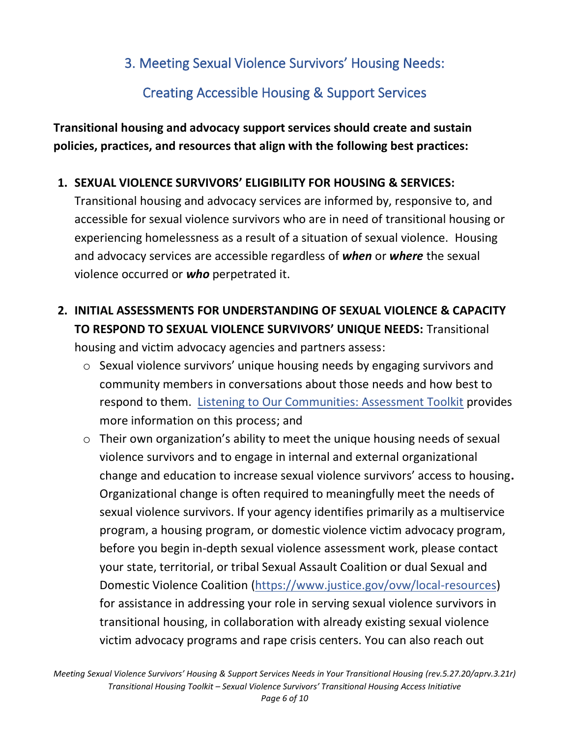## 3. Meeting Sexual Violence Survivors' Housing Needs:

## Creating Accessible Housing & Support Services

**Transitional housing and advocacy support services should create and sustain policies, practices, and resources that align with the following best practices:**

1. **SEXUAL VIOLENCE SURVIVORS' ELIGIBILITY FOR HOUSING & SERVICES:** Transitional housing and advocacy services are informed by, responsive to, and accessible for sexual violence survivors who are in need of transitional housing or experiencing homelessness as a result of a situation of sexual violence. Housing and advocacy services are accessible regardless of ***when*** or ***where*** the sexual violence occurred or ***who*** perpetrated it.

2. **INITIAL ASSESSMENTS FOR UNDERSTANDING OF SEXUAL VIOLENCE & CAPACITY TO RESPOND TO SEXUAL VIOLENCE SURVIVORS' UNIQUE NEEDS:** Transitional housing and victim advocacy agencies and partners assess:
   - Sexual violence survivors' unique housing needs by engaging survivors and community members in conversations about those needs and how best to respond to them. [Listening to Our Communities: Assessment Toolkit] provides more information on this process; and
   - Their own organization's ability to meet the unique housing needs of sexual violence survivors and to engage in internal and external organizational change and education to increase sexual violence survivors' access to housing**.** Organizational change is often required to meaningfully meet the needs of sexual violence survivors. If your agency identifies primarily as a multiservice program, a housing program, or domestic violence victim advocacy program, before you begin in-depth sexual violence assessment work, please contact your state, territorial, or tribal Sexual Assault Coalition or dual Sexual and Domestic Violence Coalition (https://www.justice.gov/ovw/local-resources) for assistance in addressing your role in serving sexual violence survivors in transitional housing, in collaboration with already existing sexual violence victim advocacy programs and rape crisis centers. You can also reach out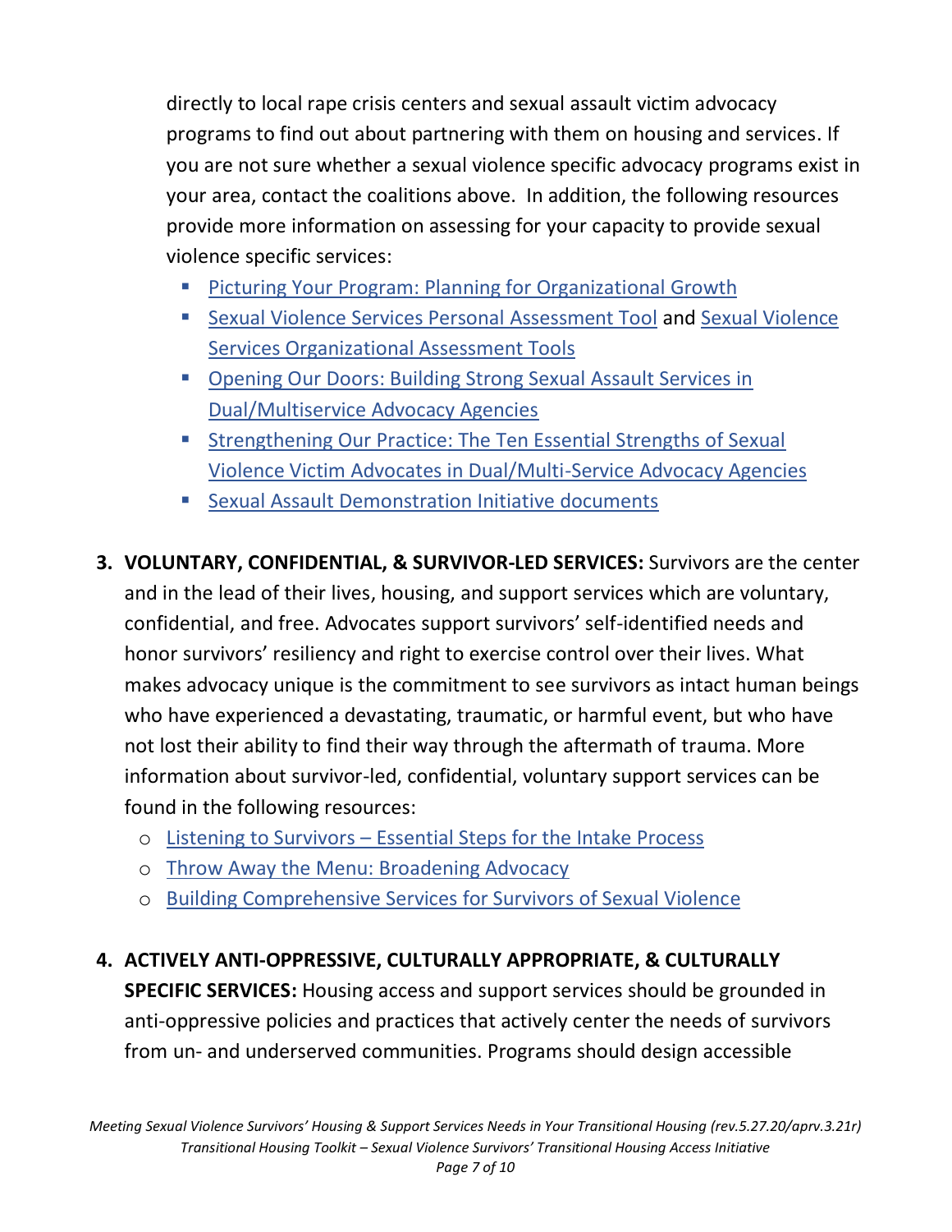directly to local rape crisis centers and sexual assault victim advocacy programs to find out about partnering with them on housing and services. If you are not sure whether a sexual violence specific advocacy programs exist in your area, contact the coalitions above. In addition, the following resources provide more information on assessing for your capacity to provide sexual violence specific services:

- Picturing Your Program: Planning for Organizational Growth
- Sexual Violence Services Personal Assessment Tool and Sexual Violence Services Organizational Assessment Tools
- Opening Our Doors: Building Strong Sexual Assault Services in Dual/Multiservice Advocacy Agencies
- Strengthening Our Practice: The Ten Essential Strengths of Sexual Violence Victim Advocates in Dual/Multi-Service Advocacy Agencies
- Sexual Assault Demonstration Initiative documents

3. **VOLUNTARY, CONFIDENTIAL, & SURVIVOR-LED SERVICES:** Survivors are the center and in the lead of their lives, housing, and support services which are voluntary, confidential, and free. Advocates support survivors' self-identified needs and honor survivors' resiliency and right to exercise control over their lives. What makes advocacy unique is the commitment to see survivors as intact human beings who have experienced a devastating, traumatic, or harmful event, but who have not lost their ability to find their way through the aftermath of trauma. More information about survivor-led, confidential, voluntary support services can be found in the following resources:
   - Listening to Survivors – Essential Steps for the Intake Process
   - Throw Away the Menu: Broadening Advocacy
   - Building Comprehensive Services for Survivors of Sexual Violence

4. **ACTIVELY ANTI-OPPRESSIVE, CULTURALLY APPROPRIATE, & CULTURALLY SPECIFIC SERVICES:** Housing access and support services should be grounded in anti-oppressive policies and practices that actively center the needs of survivors from un- and underserved communities. Programs should design accessible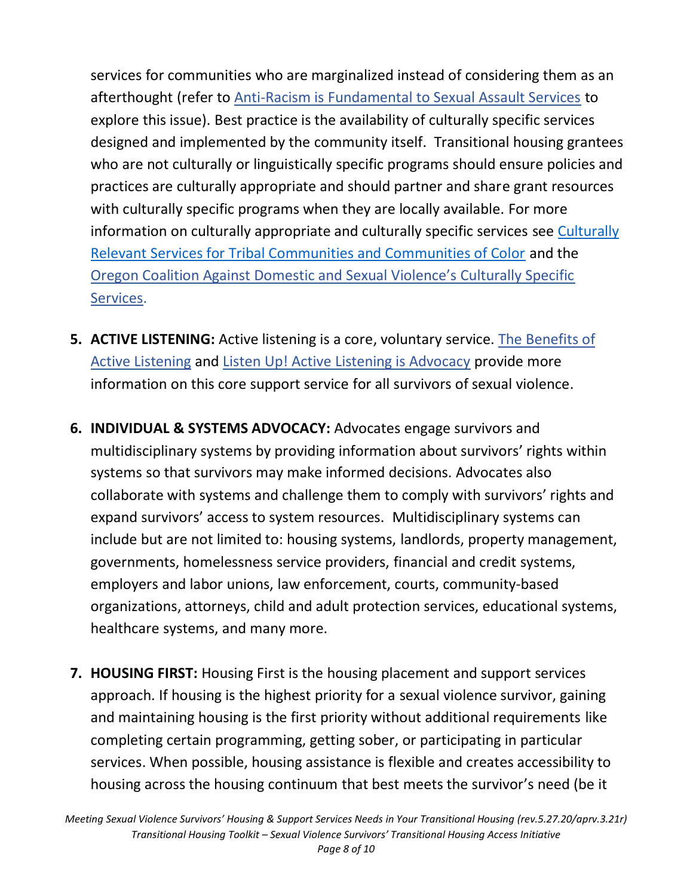services for communities who are marginalized instead of considering them as an afterthought (refer to Anti-Racism is Fundamental to Sexual Assault Services to explore this issue). Best practice is the availability of culturally specific services designed and implemented by the community itself. Transitional housing grantees who are not culturally or linguistically specific programs should ensure policies and practices are culturally appropriate and should partner and share grant resources with culturally specific programs when they are locally available. For more information on culturally appropriate and culturally specific services see Culturally Relevant Services for Tribal Communities and Communities of Color and the Oregon Coalition Against Domestic and Sexual Violence's Culturally Specific Services.

5. **ACTIVE LISTENING:** Active listening is a core, voluntary service. The Benefits of Active Listening and Listen Up! Active Listening is Advocacy provide more information on this core support service for all survivors of sexual violence.

6. **INDIVIDUAL & SYSTEMS ADVOCACY:** Advocates engage survivors and multidisciplinary systems by providing information about survivors' rights within systems so that survivors may make informed decisions. Advocates also collaborate with systems and challenge them to comply with survivors' rights and expand survivors' access to system resources. Multidisciplinary systems can include but are not limited to: housing systems, landlords, property management, governments, homelessness service providers, financial and credit systems, employers and labor unions, law enforcement, courts, community-based organizations, attorneys, child and adult protection services, educational systems, healthcare systems, and many more.

7. **HOUSING FIRST:** Housing First is the housing placement and support services approach. If housing is the highest priority for a sexual violence survivor, gaining and maintaining housing is the first priority without additional requirements like completing certain programming, getting sober, or participating in particular services. When possible, housing assistance is flexible and creates accessibility to housing across the housing continuum that best meets the survivor's need (be it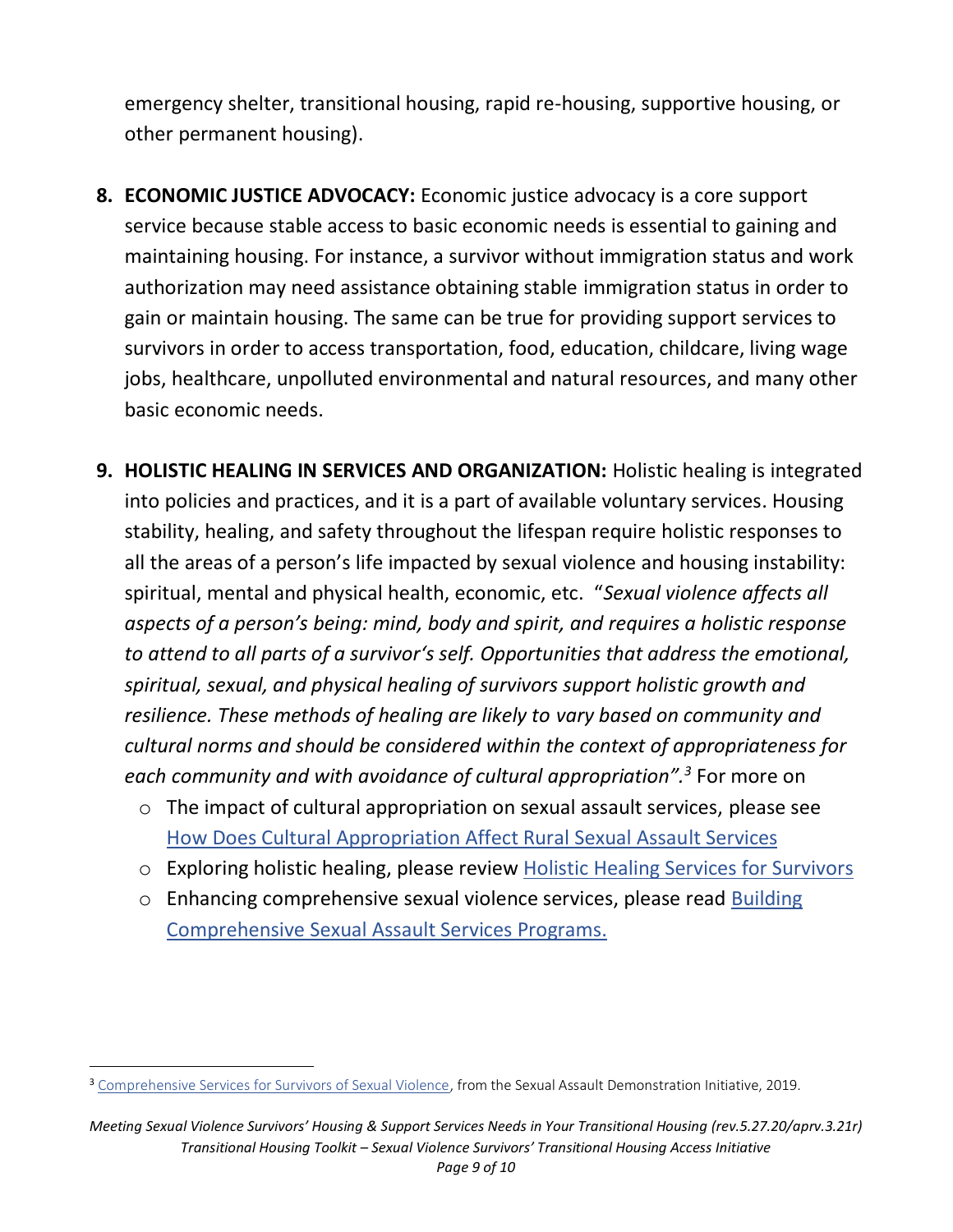emergency shelter, transitional housing, rapid re-housing, supportive housing, or other permanent housing).

8. **ECONOMIC JUSTICE ADVOCACY:** Economic justice advocacy is a core support service because stable access to basic economic needs is essential to gaining and maintaining housing. For instance, a survivor without immigration status and work authorization may need assistance obtaining stable immigration status in order to gain or maintain housing. The same can be true for providing support services to survivors in order to access transportation, food, education, childcare, living wage jobs, healthcare, unpolluted environmental and natural resources, and many other basic economic needs.

9. **HOLISTIC HEALING IN SERVICES AND ORGANIZATION:** Holistic healing is integrated into policies and practices, and it is a part of available voluntary services. Housing stability, healing, and safety throughout the lifespan require holistic responses to all the areas of a person's life impacted by sexual violence and housing instability: spiritual, mental and physical health, economic, etc. "*Sexual violence affects all aspects of a person's being: mind, body and spirit, and requires a holistic response to attend to all parts of a survivor's self. Opportunities that address the emotional, spiritual, sexual, and physical healing of survivors support holistic growth and resilience. These methods of healing are likely to vary based on community and cultural norms and should be considered within the context of appropriateness for each community and with avoidance of cultural appropriation".*[3] For more on
   - The impact of cultural appropriation on sexual assault services, please see How Does Cultural Appropriation Affect Rural Sexual Assault Services
   - Exploring holistic healing, please review Holistic Healing Services for Survivors
   - Enhancing comprehensive sexual violence services, please read Building Comprehensive Sexual Assault Services Programs.

[3] Comprehensive Services for Survivors of Sexual Violence, from the Sexual Assault Demonstration Initiative, 2019.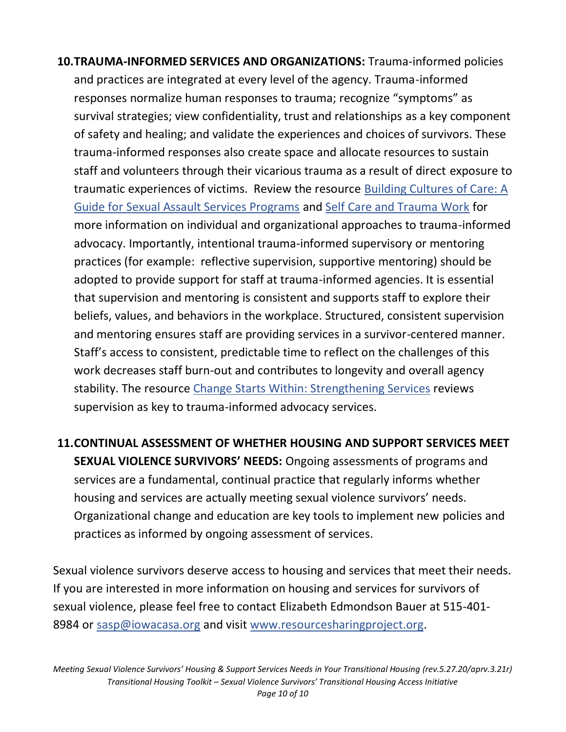10. **TRAUMA-INFORMED SERVICES AND ORGANIZATIONS:** Trauma-informed policies and practices are integrated at every level of the agency. Trauma-informed responses normalize human responses to trauma; recognize "symptoms" as survival strategies; view confidentiality, trust and relationships as a key component of safety and healing; and validate the experiences and choices of survivors. These trauma-informed responses also create space and allocate resources to sustain staff and volunteers through their vicarious trauma as a result of direct exposure to traumatic experiences of victims. Review the resource Building Cultures of Care: A Guide for Sexual Assault Services Programs and Self Care and Trauma Work for more information on individual and organizational approaches to trauma-informed advocacy. Importantly, intentional trauma-informed supervisory or mentoring practices (for example: reflective supervision, supportive mentoring) should be adopted to provide support for staff at trauma-informed agencies. It is essential that supervision and mentoring is consistent and supports staff to explore their beliefs, values, and behaviors in the workplace. Structured, consistent supervision and mentoring ensures staff are providing services in a survivor-centered manner. Staff's access to consistent, predictable time to reflect on the challenges of this work decreases staff burn-out and contributes to longevity and overall agency stability. The resource Change Starts Within: Strengthening Services reviews supervision as key to trauma-informed advocacy services.

11. **CONTINUAL ASSESSMENT OF WHETHER HOUSING AND SUPPORT SERVICES MEET SEXUAL VIOLENCE SURVIVORS' NEEDS:** Ongoing assessments of programs and services are a fundamental, continual practice that regularly informs whether housing and services are actually meeting sexual violence survivors' needs. Organizational change and education are key tools to implement new policies and practices as informed by ongoing assessment of services.

Sexual violence survivors deserve access to housing and services that meet their needs. If you are interested in more information on housing and services for survivors of sexual violence, please feel free to contact Elizabeth Edmondson Bauer at 515-401-8984 or sasp@iowacasa.org and visit www.resourcesharingproject.org.